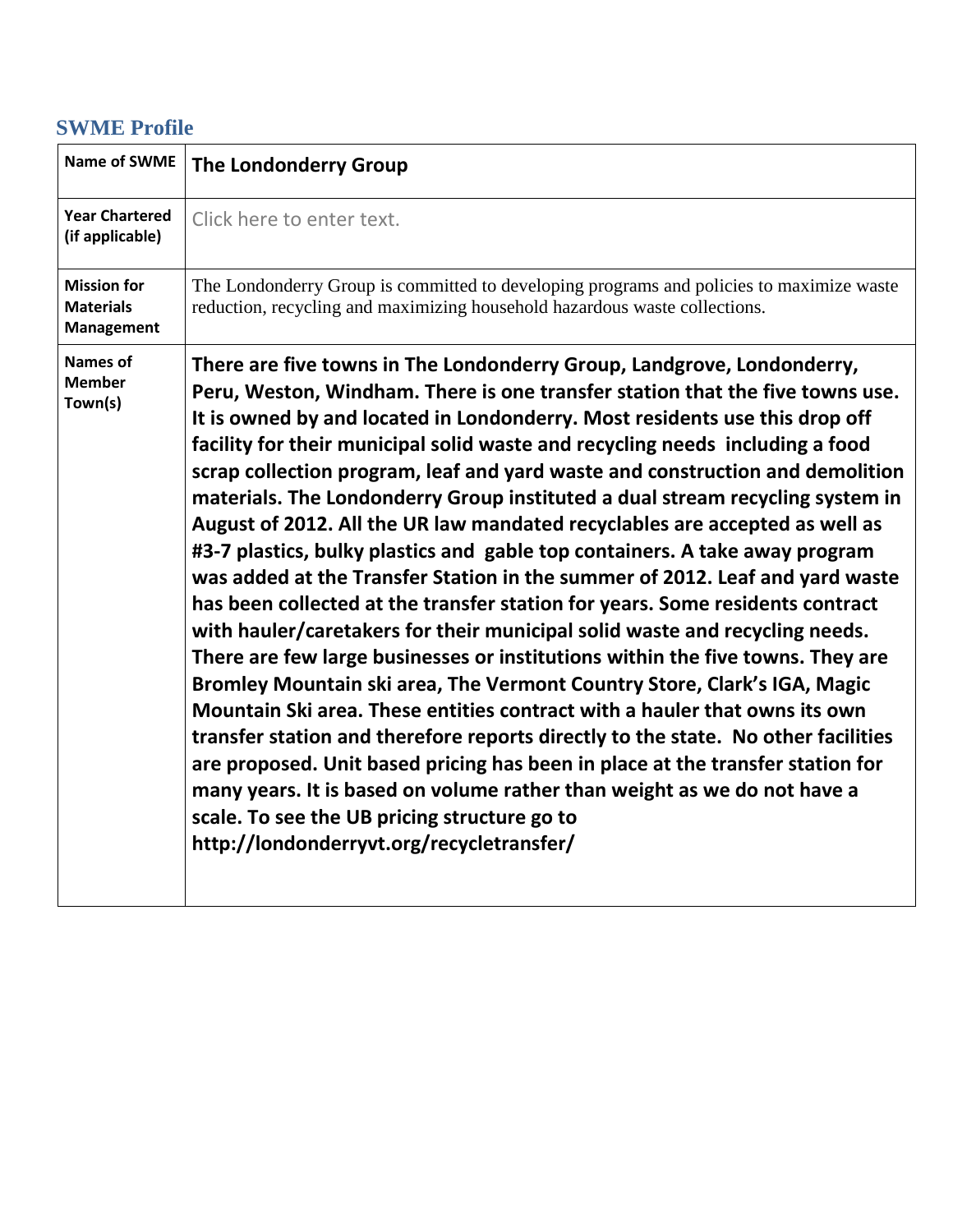## SWME Profile

| Name of SWME | The Londonderry Group |
|---|---|
| Year Chartered (if applicable) | Click here to enter text. |
| Mission for Materials Management | The Londonderry Group is committed to developing programs and policies to maximize waste reduction, recycling and maximizing household hazardous waste collections. |
| Names of Member Town(s) | **There are five towns in The Londonderry Group, Landgrove, Londonderry, Peru, Weston, Windham. There is one transfer station that the five towns use. It is owned by and located in Londonderry. Most residents use this drop off facility for their municipal solid waste and recycling needs including a food scrap collection program, leaf and yard waste and construction and demolition materials. The Londonderry Group instituted a dual stream recycling system in August of 2012. All the UR law mandated recyclables are accepted as well as #3-7 plastics, bulky plastics and gable top containers. A take away program was added at the Transfer Station in the summer of 2012. Leaf and yard waste has been collected at the transfer station for years. Some residents contract with hauler/caretakers for their municipal solid waste and recycling needs. There are few large businesses or institutions within the five towns. They are Bromley Mountain ski area, The Vermont Country Store, Clark's IGA, Magic Mountain Ski area. These entities contract with a hauler that owns its own transfer station and therefore reports directly to the state. No other facilities are proposed. Unit based pricing has been in place at the transfer station for many years. It is based on volume rather than weight as we do not have a scale. To see the UB pricing structure go to http://londonderryvt.org/recycletransfer/** |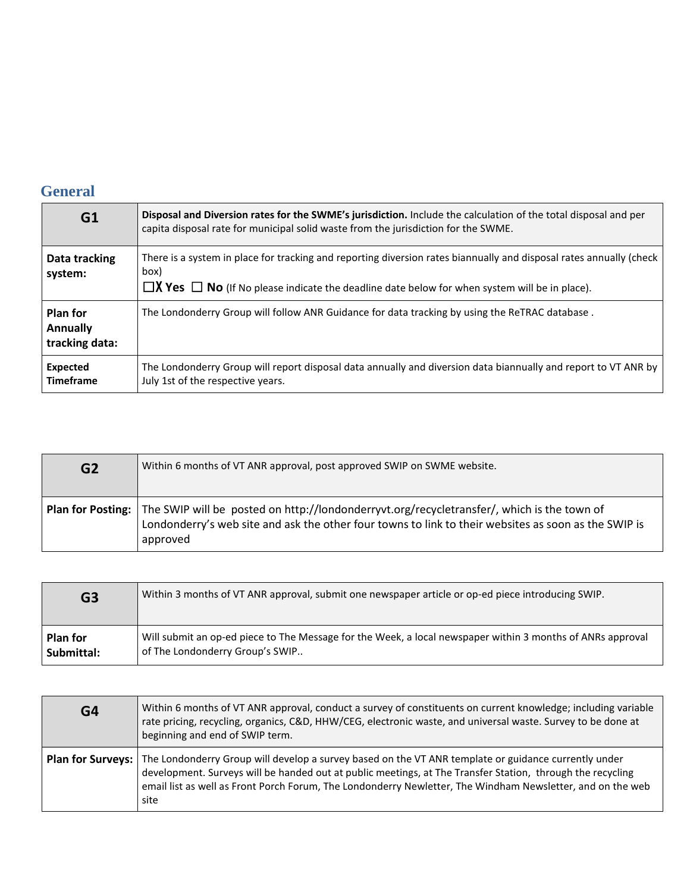## General

| G1 | **Disposal and Diversion rates for the SWME's jurisdiction.** Include the calculation of the total disposal and per capita disposal rate for municipal solid waste from the jurisdiction for the SWME. |
|---|---|
| **Data tracking system:** | There is a system in place for tracking and reporting diversion rates biannually and disposal rates annually (check box) ☐X **Yes** ☐ **No** (If No please indicate the deadline date below for when system will be in place). |
| **Plan for Annually tracking data:** | The Londonderry Group will follow ANR Guidance for data tracking by using the ReTRAC database . |
| **Expected Timeframe** | The Londonderry Group will report disposal data annually and diversion data biannually and report to VT ANR by July 1st of the respective years. |

| G2 | Within 6 months of VT ANR approval, post approved SWIP on SWME website. |
|---|---|
| **Plan for Posting:** | The SWIP will be posted on http://londonderryvt.org/recycletransfer/, which is the town of Londonderry's web site and ask the other four towns to link to their websites as soon as the SWIP is approved |

| G3 | Within 3 months of VT ANR approval, submit one newspaper article or op-ed piece introducing SWIP. |
|---|---|
| **Plan for Submittal:** | Will submit an op-ed piece to The Message for the Week, a local newspaper within 3 months of ANRs approval of The Londonderry Group's SWIP.. |

| G4 | Within 6 months of VT ANR approval, conduct a survey of constituents on current knowledge; including variable rate pricing, recycling, organics, C&D, HHW/CEG, electronic waste, and universal waste. Survey to be done at beginning and end of SWIP term. |
|---|---|
| **Plan for Surveys:** | The Londonderry Group will develop a survey based on the VT ANR template or guidance currently under development. Surveys will be handed out at public meetings, at The Transfer Station, through the recycling email list as well as Front Porch Forum, The Londonderry Newletter, The Windham Newsletter, and on the web site |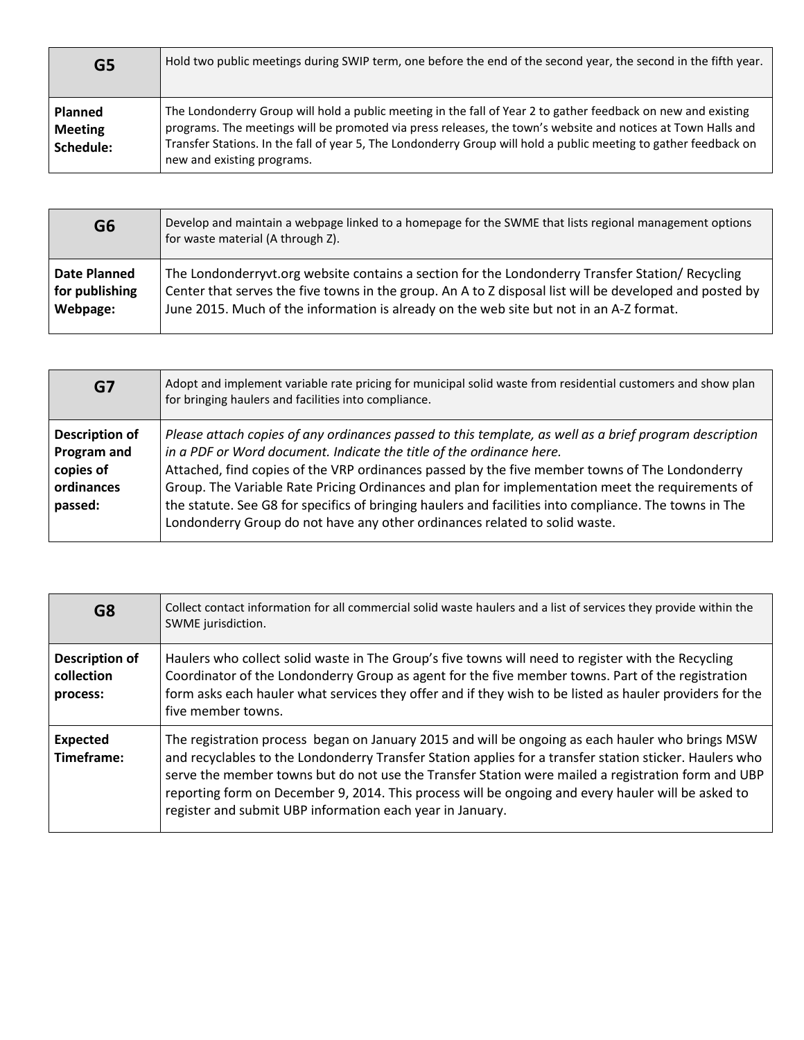| G5 | Hold two public meetings during SWIP term, one before the end of the second year, the second in the fifth year. |
| --- | --- |
| **Planned Meeting Schedule:** | The Londonderry Group will hold a public meeting in the fall of Year 2 to gather feedback on new and existing programs. The meetings will be promoted via press releases, the town's website and notices at Town Halls and Transfer Stations. In the fall of year 5, The Londonderry Group will hold a public meeting to gather feedback on new and existing programs. |

| G6 | Develop and maintain a webpage linked to a homepage for the SWME that lists regional management options for waste material (A through Z). |
| --- | --- |
| **Date Planned for publishing Webpage:** | The Londonderryvt.org website contains a section for the Londonderry Transfer Station/ Recycling Center that serves the five towns in the group. An A to Z disposal list will be developed and posted by June 2015. Much of the information is already on the web site but not in an A-Z format. |

| G7 | Adopt and implement variable rate pricing for municipal solid waste from residential customers and show plan for bringing haulers and facilities into compliance. |
| --- | --- |
| **Description of Program and copies of ordinances passed:** | *Please attach copies of any ordinances passed to this template, as well as a brief program description in a PDF or Word document. Indicate the title of the ordinance here.* Attached, find copies of the VRP ordinances passed by the five member towns of The Londonderry Group. The Variable Rate Pricing Ordinances and plan for implementation meet the requirements of the statute. See G8 for specifics of bringing haulers and facilities into compliance. The towns in The Londonderry Group do not have any other ordinances related to solid waste. |

| G8 | Collect contact information for all commercial solid waste haulers and a list of services they provide within the SWME jurisdiction. |
| --- | --- |
| **Description of collection process:** | Haulers who collect solid waste in The Group's five towns will need to register with the Recycling Coordinator of the Londonderry Group as agent for the five member towns. Part of the registration form asks each hauler what services they offer and if they wish to be listed as hauler providers for the five member towns. |
| **Expected Timeframe:** | The registration process began on January 2015 and will be ongoing as each hauler who brings MSW and recyclables to the Londonderry Transfer Station applies for a transfer station sticker. Haulers who serve the member towns but do not use the Transfer Station were mailed a registration form and UBP reporting form on December 9, 2014. This process will be ongoing and every hauler will be asked to register and submit UBP information each year in January. |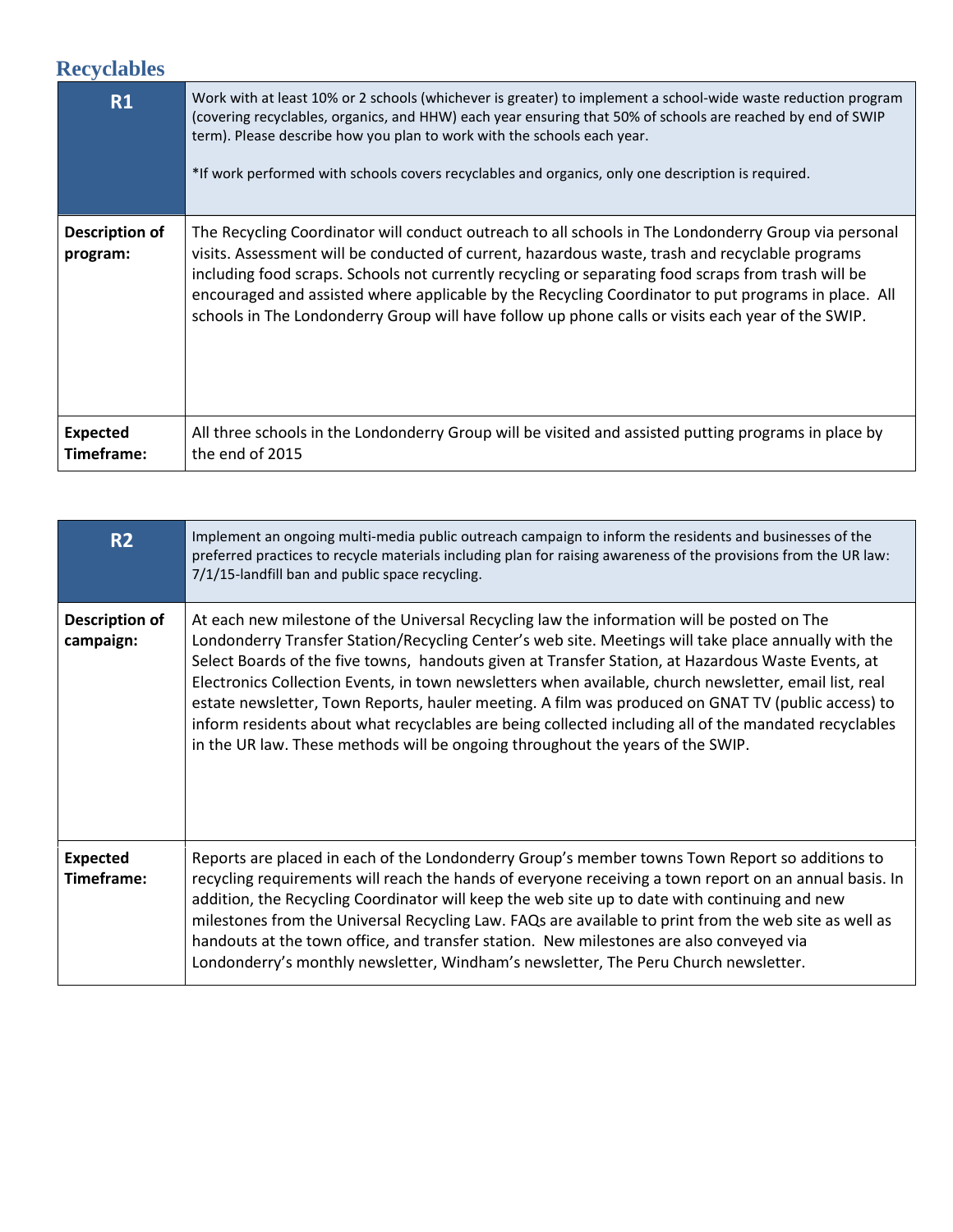## Recyclables

| **R1** | Work with at least 10% or 2 schools (whichever is greater) to implement a school-wide waste reduction program (covering recyclables, organics, and HHW) each year ensuring that 50% of schools are reached by end of SWIP term). Please describe how you plan to work with the schools each year.<br><br>*If work performed with schools covers recyclables and organics, only one description is required. |
|---|---|
| **Description of program:** | The Recycling Coordinator will conduct outreach to all schools in The Londonderry Group via personal visits. Assessment will be conducted of current, hazardous waste, trash and recyclable programs including food scraps. Schools not currently recycling or separating food scraps from trash will be encouraged and assisted where applicable by the Recycling Coordinator to put programs in place. All schools in The Londonderry Group will have follow up phone calls or visits each year of the SWIP. |
| **Expected Timeframe:** | All three schools in the Londonderry Group will be visited and assisted putting programs in place by the end of 2015 |

| **R2** | Implement an ongoing multi-media public outreach campaign to inform the residents and businesses of the preferred practices to recycle materials including plan for raising awareness of the provisions from the UR law: 7/1/15-landfill ban and public space recycling. |
|---|---|
| **Description of campaign:** | At each new milestone of the Universal Recycling law the information will be posted on The Londonderry Transfer Station/Recycling Center's web site. Meetings will take place annually with the Select Boards of the five towns, handouts given at Transfer Station, at Hazardous Waste Events, at Electronics Collection Events, in town newsletters when available, church newsletter, email list, real estate newsletter, Town Reports, hauler meeting. A film was produced on GNAT TV (public access) to inform residents about what recyclables are being collected including all of the mandated recyclables in the UR law. These methods will be ongoing throughout the years of the SWIP. |
| **Expected Timeframe:** | Reports are placed in each of the Londonderry Group's member towns Town Report so additions to recycling requirements will reach the hands of everyone receiving a town report on an annual basis. In addition, the Recycling Coordinator will keep the web site up to date with continuing and new milestones from the Universal Recycling Law. FAQs are available to print from the web site as well as handouts at the town office, and transfer station. New milestones are also conveyed via Londonderry's monthly newsletter, Windham's newsletter, The Peru Church newsletter. |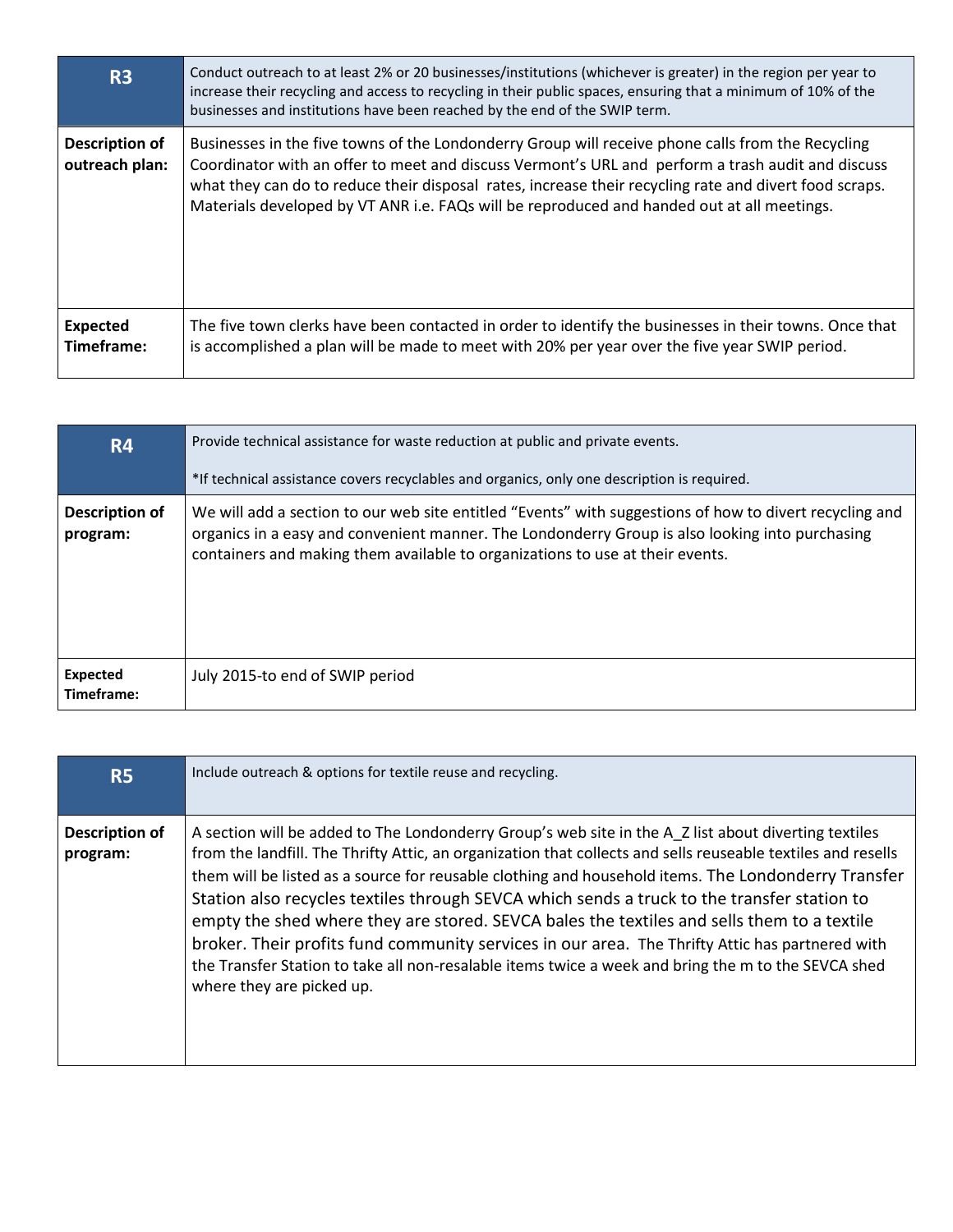| R3 | Conduct outreach to at least 2% or 20 businesses/institutions (whichever is greater) in the region per year to increase their recycling and access to recycling in their public spaces, ensuring that a minimum of 10% of the businesses and institutions have been reached by the end of the SWIP term. |
|---|---|
| **Description of outreach plan:** | Businesses in the five towns of the Londonderry Group will receive phone calls from the Recycling Coordinator with an offer to meet and discuss Vermont's URL and perform a trash audit and discuss what they can do to reduce their disposal rates, increase their recycling rate and divert food scraps. Materials developed by VT ANR i.e. FAQs will be reproduced and handed out at all meetings. |
| **Expected Timeframe:** | The five town clerks have been contacted in order to identify the businesses in their towns. Once that is accomplished a plan will be made to meet with 20% per year over the five year SWIP period. |

| R4 | Provide technical assistance for waste reduction at public and private events.<br><br>*If technical assistance covers recyclables and organics, only one description is required. |
|---|---|
| **Description of program:** | We will add a section to our web site entitled "Events" with suggestions of how to divert recycling and organics in a easy and convenient manner. The Londonderry Group is also looking into purchasing containers and making them available to organizations to use at their events. |
| **Expected Timeframe:** | July 2015-to end of SWIP period |

| R5 | Include outreach & options for textile reuse and recycling. |
|---|---|
| **Description of program:** | A section will be added to The Londonderry Group's web site in the A_Z list about diverting textiles from the landfill. The Thrifty Attic, an organization that collects and sells reuseable textiles and resells them will be listed as a source for reusable clothing and household items. The Londonderry Transfer Station also recycles textiles through SEVCA which sends a truck to the transfer station to empty the shed where they are stored. SEVCA bales the textiles and sells them to a textile broker. Their profits fund community services in our area. The Thrifty Attic has partnered with the Transfer Station to take all non-resalable items twice a week and bring the m to the SEVCA shed where they are picked up. |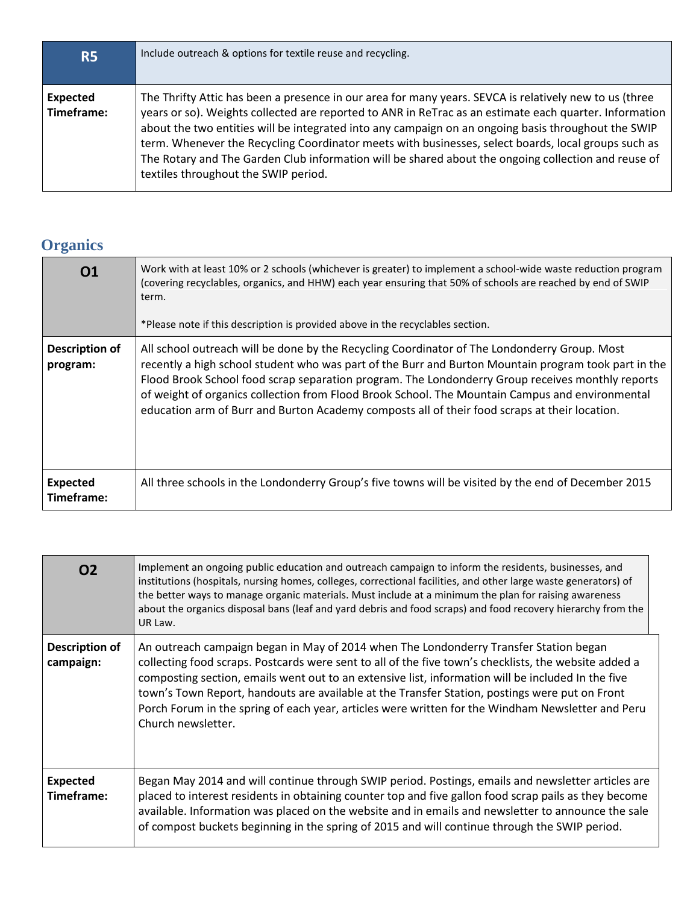| R5 | Include outreach & options for textile reuse and recycling. |
|---|---|
| **Expected Timeframe:** | The Thrifty Attic has been a presence in our area for many years. SEVCA is relatively new to us (three years or so). Weights collected are reported to ANR in ReTrac as an estimate each quarter. Information about the two entities will be integrated into any campaign on an ongoing basis throughout the SWIP term. Whenever the Recycling Coordinator meets with businesses, select boards, local groups such as The Rotary and The Garden Club information will be shared about the ongoing collection and reuse of textiles throughout the SWIP period. |

## Organics

| O1 | Work with at least 10% or 2 schools (whichever is greater) to implement a school-wide waste reduction program (covering recyclables, organics, and HHW) each year ensuring that 50% of schools are reached by end of SWIP term.<br><br>*Please note if this description is provided above in the recyclables section. |
|---|---|
| **Description of program:** | All school outreach will be done by the Recycling Coordinator of The Londonderry Group. Most recently a high school student who was part of the Burr and Burton Mountain program took part in the Flood Brook School food scrap separation program. The Londonderry Group receives monthly reports of weight of organics collection from Flood Brook School. The Mountain Campus and environmental education arm of Burr and Burton Academy composts all of their food scraps at their location. |
| **Expected Timeframe:** | All three schools in the Londonderry Group's five towns will be visited by the end of December 2015 |

| O2 | Implement an ongoing public education and outreach campaign to inform the residents, businesses, and institutions (hospitals, nursing homes, colleges, correctional facilities, and other large waste generators) of the better ways to manage organic materials. Must include at a minimum the plan for raising awareness about the organics disposal bans (leaf and yard debris and food scraps) and food recovery hierarchy from the UR Law. |
|---|---|
| **Description of campaign:** | An outreach campaign began in May of 2014 when The Londonderry Transfer Station began collecting food scraps. Postcards were sent to all of the five town's checklists, the website added a composting section, emails went out to an extensive list, information will be included In the five town's Town Report, handouts are available at the Transfer Station, postings were put on Front Porch Forum in the spring of each year, articles were written for the Windham Newsletter and Peru Church newsletter. |
| **Expected Timeframe:** | Began May 2014 and will continue through SWIP period. Postings, emails and newsletter articles are placed to interest residents in obtaining counter top and five gallon food scrap pails as they become available. Information was placed on the website and in emails and newsletter to announce the sale of compost buckets beginning in the spring of 2015 and will continue through the SWIP period. |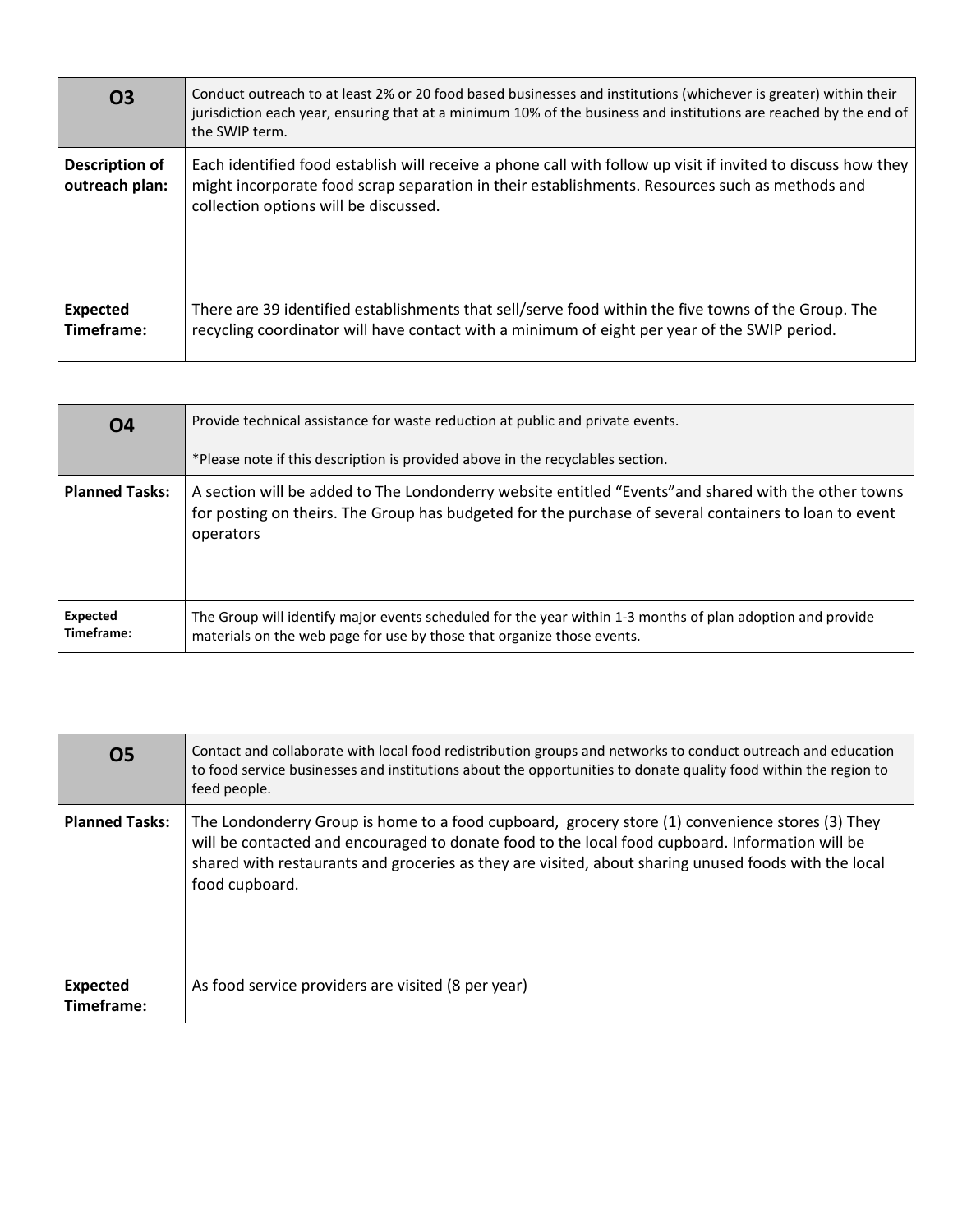| O3 | Conduct outreach to at least 2% or 20 food based businesses and institutions (whichever is greater) within their jurisdiction each year, ensuring that at a minimum 10% of the business and institutions are reached by the end of the SWIP term. |
| --- | --- |
| **Description of outreach plan:** | Each identified food establish will receive a phone call with follow up visit if invited to discuss how they might incorporate food scrap separation in their establishments. Resources such as methods and collection options will be discussed. |
| **Expected Timeframe:** | There are 39 identified establishments that sell/serve food within the five towns of the Group. The recycling coordinator will have contact with a minimum of eight per year of the SWIP period. |

| O4 | Provide technical assistance for waste reduction at public and private events.<br><br>*Please note if this description is provided above in the recyclables section. |
| --- | --- |
| **Planned Tasks:** | A section will be added to The Londonderry website entitled "Events"and shared with the other towns for posting on theirs. The Group has budgeted for the purchase of several containers to loan to event operators |
| **Expected Timeframe:** | The Group will identify major events scheduled for the year within 1-3 months of plan adoption and provide materials on the web page for use by those that organize those events. |

| O5 | Contact and collaborate with local food redistribution groups and networks to conduct outreach and education to food service businesses and institutions about the opportunities to donate quality food within the region to feed people. |
| --- | --- |
| **Planned Tasks:** | The Londonderry Group is home to a food cupboard,  grocery store (1) convenience stores (3) They will be contacted and encouraged to donate food to the local food cupboard. Information will be shared with restaurants and groceries as they are visited, about sharing unused foods with the local food cupboard. |
| **Expected Timeframe:** | As food service providers are visited (8 per year) |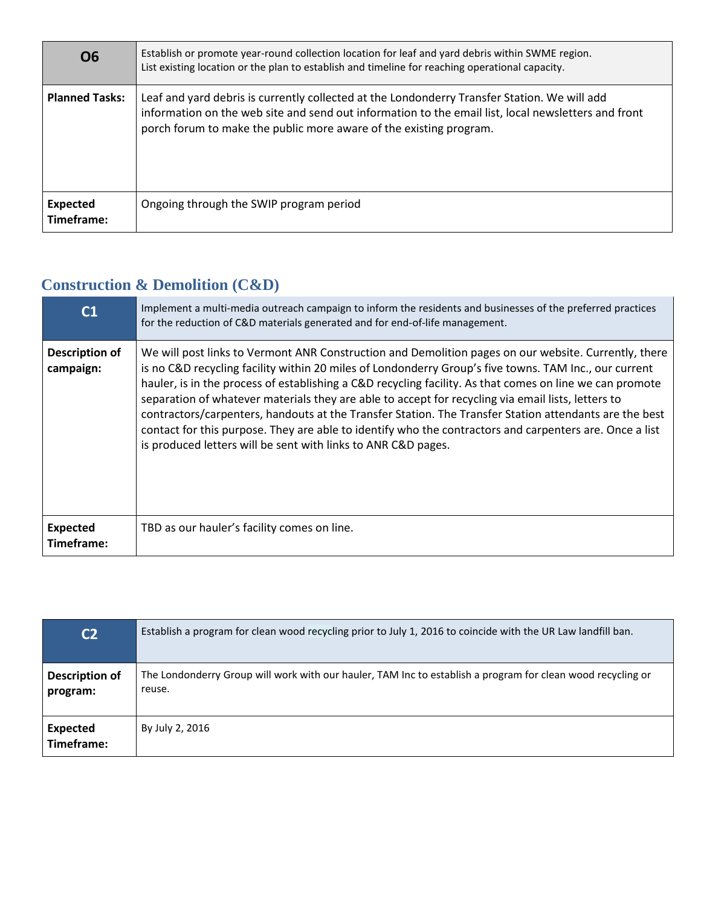| O6 | Establish or promote year-round collection location for leaf and yard debris within SWME region. List existing location or the plan to establish and timeline for reaching operational capacity. |
|---|---|
| **Planned Tasks:** | Leaf and yard debris is currently collected at the Londonderry Transfer Station. We will add information on the web site and send out information to the email list, local newsletters and front porch forum to make the public more aware of the existing program. |
| **Expected Timeframe:** | Ongoing through the SWIP program period |

## Construction & Demolition (C&D)

| C1 | Implement a multi-media outreach campaign to inform the residents and businesses of the preferred practices for the reduction of C&D materials generated and for end-of-life management. |
|---|---|
| **Description of campaign:** | We will post links to Vermont ANR Construction and Demolition pages on our website. Currently, there is no C&D recycling facility within 20 miles of Londonderry Group's five towns. TAM Inc., our current hauler, is in the process of establishing a C&D recycling facility. As that comes on line we can promote separation of whatever materials they are able to accept for recycling via email lists, letters to contractors/carpenters, handouts at the Transfer Station. The Transfer Station attendants are the best contact for this purpose. They are able to identify who the contractors and carpenters are. Once a list is produced letters will be sent with links to ANR C&D pages. |
| **Expected Timeframe:** | TBD as our hauler's facility comes on line. |

| C2 | Establish a program for clean wood recycling prior to July 1, 2016 to coincide with the UR Law landfill ban. |
|---|---|
| **Description of program:** | The Londonderry Group will work with our hauler, TAM Inc to establish a program for clean wood recycling or reuse. |
| **Expected Timeframe:** | By July 2, 2016 |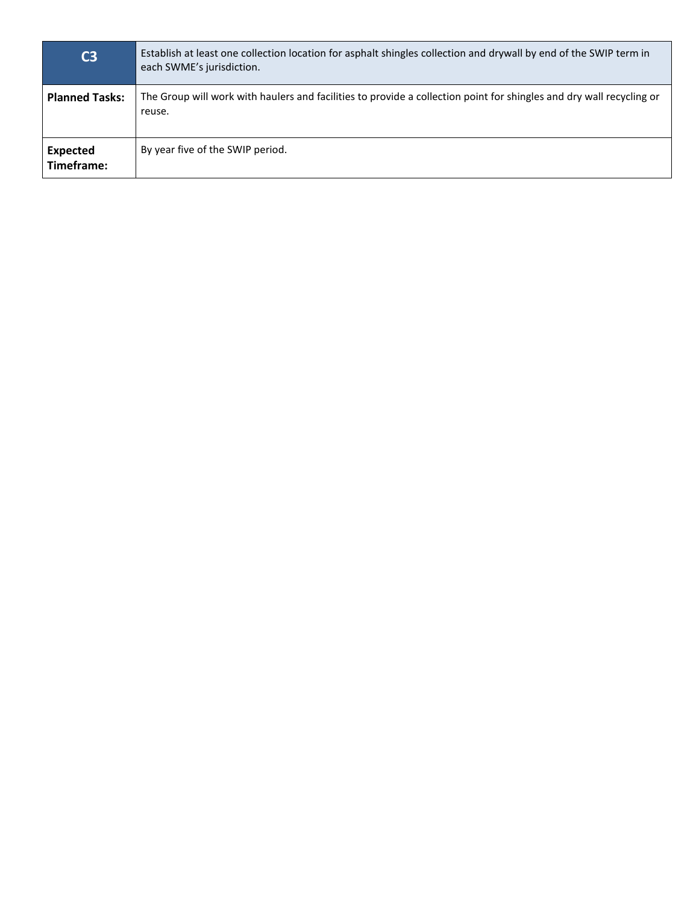| C3 | Establish at least one collection location for asphalt shingles collection and drywall by end of the SWIP term in each SWME's jurisdiction. |
|---|---|
| **Planned Tasks:** | The Group will work with haulers and facilities to provide a collection point for shingles and dry wall recycling or reuse. |
| **Expected Timeframe:** | By year five of the SWIP period. |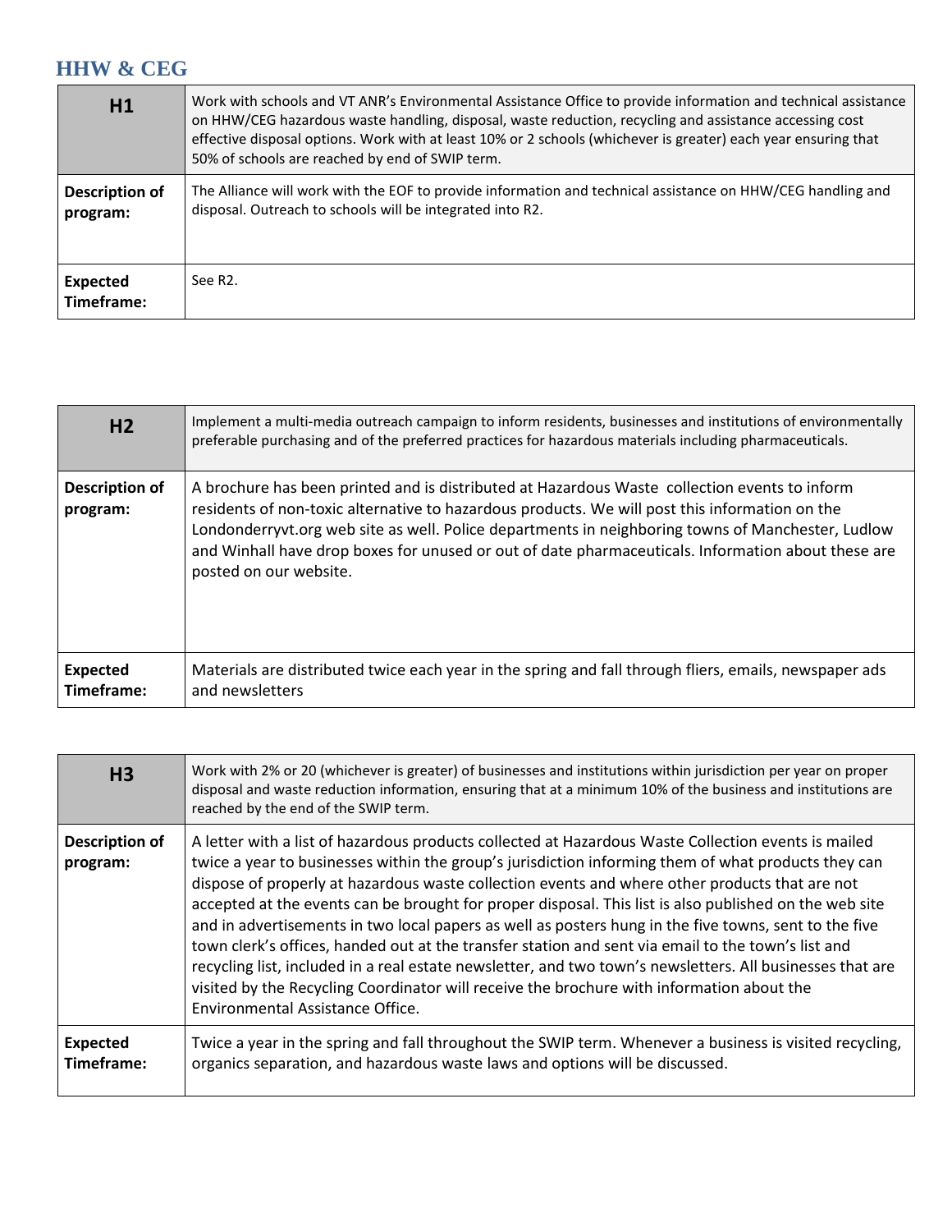## HHW & CEG

| **H1** | Work with schools and VT ANR's Environmental Assistance Office to provide information and technical assistance on HHW/CEG hazardous waste handling, disposal, waste reduction, recycling and assistance accessing cost effective disposal options. Work with at least 10% or 2 schools (whichever is greater) each year ensuring that 50% of schools are reached by end of SWIP term. |
|---|---|
| **Description of program:** | The Alliance will work with the EOF to provide information and technical assistance on HHW/CEG handling and disposal. Outreach to schools will be integrated into R2. |
| **Expected Timeframe:** | See R2. |

| **H2** | Implement a multi-media outreach campaign to inform residents, businesses and institutions of environmentally preferable purchasing and of the preferred practices for hazardous materials including pharmaceuticals. |
|---|---|
| **Description of program:** | A brochure has been printed and is distributed at Hazardous Waste collection events to inform residents of non-toxic alternative to hazardous products. We will post this information on the Londonderryvt.org web site as well. Police departments in neighboring towns of Manchester, Ludlow and Winhall have drop boxes for unused or out of date pharmaceuticals. Information about these are posted on our website. |
| **Expected Timeframe:** | Materials are distributed twice each year in the spring and fall through fliers, emails, newspaper ads and newsletters |

| **H3** | Work with 2% or 20 (whichever is greater) of businesses and institutions within jurisdiction per year on proper disposal and waste reduction information, ensuring that at a minimum 10% of the business and institutions are reached by the end of the SWIP term. |
|---|---|
| **Description of program:** | A letter with a list of hazardous products collected at Hazardous Waste Collection events is mailed twice a year to businesses within the group's jurisdiction informing them of what products they can dispose of properly at hazardous waste collection events and where other products that are not accepted at the events can be brought for proper disposal. This list is also published on the web site and in advertisements in two local papers as well as posters hung in the five towns, sent to the five town clerk's offices, handed out at the transfer station and sent via email to the town's list and recycling list, included in a real estate newsletter, and two town's newsletters. All businesses that are visited by the Recycling Coordinator will receive the brochure with information about the Environmental Assistance Office. |
| **Expected Timeframe:** | Twice a year in the spring and fall throughout the SWIP term. Whenever a business is visited recycling, organics separation, and hazardous waste laws and options will be discussed. |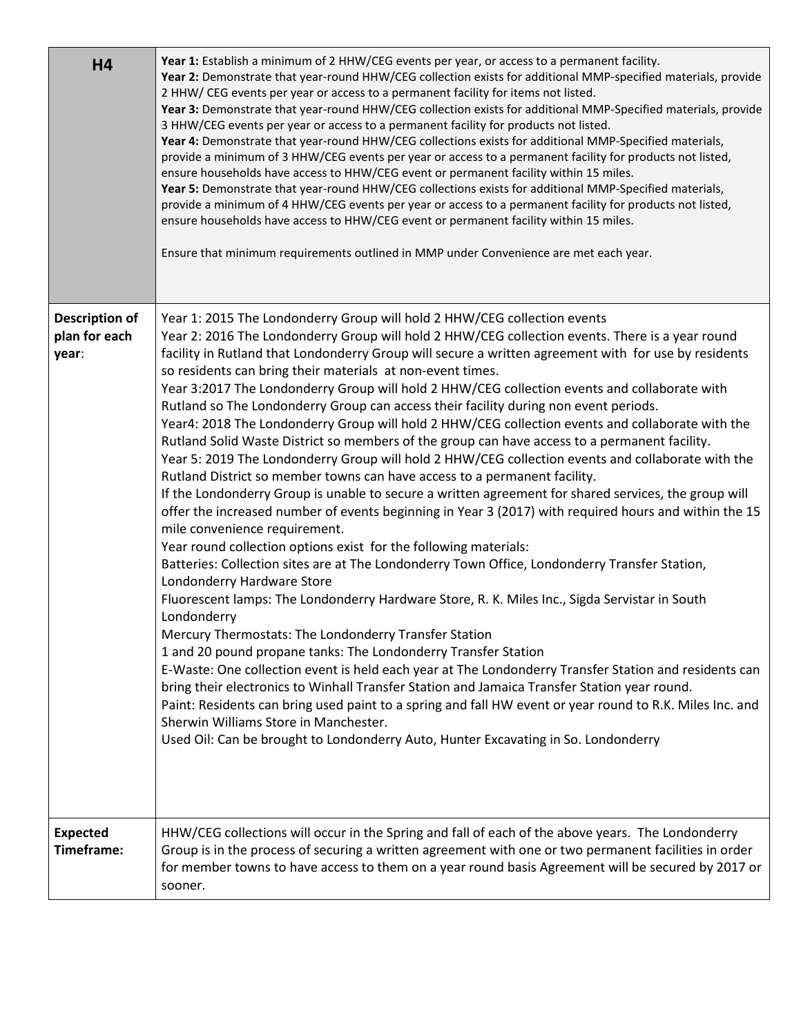| H4 | **Year 1:** Establish a minimum of 2 HHW/CEG events per year, or access to a permanent facility.<br>**Year 2:** Demonstrate that year-round HHW/CEG collection exists for additional MMP-specified materials, provide 2 HHW/ CEG events per year or access to a permanent facility for items not listed.<br>**Year 3:** Demonstrate that year-round HHW/CEG collection exists for additional MMP-Specified materials, provide 3 HHW/CEG events per year or access to a permanent facility for products not listed.<br>**Year 4:** Demonstrate that year-round HHW/CEG collections exists for additional MMP-Specified materials, provide a minimum of 3 HHW/CEG events per year or access to a permanent facility for products not listed, ensure households have access to HHW/CEG event or permanent facility within 15 miles.<br>**Year 5:** Demonstrate that year-round HHW/CEG collections exists for additional MMP-Specified materials, provide a minimum of 4 HHW/CEG events per year or access to a permanent facility for products not listed, ensure households have access to HHW/CEG event or permanent facility within 15 miles.<br><br>Ensure that minimum requirements outlined in MMP under Convenience are met each year. |
|---|---|
| **Description of plan for each year**: | Year 1: 2015 The Londonderry Group will hold 2 HHW/CEG collection events<br>Year 2: 2016 The Londonderry Group will hold 2 HHW/CEG collection events. There is a year round facility in Rutland that Londonderry Group will secure a written agreement with for use by residents so residents can bring their materials at non-event times.<br>Year 3:2017 The Londonderry Group will hold 2 HHW/CEG collection events and collaborate with Rutland so The Londonderry Group can access their facility during non event periods.<br>Year4: 2018 The Londonderry Group will hold 2 HHW/CEG collection events and collaborate with the Rutland Solid Waste District so members of the group can have access to a permanent facility.<br>Year 5: 2019 The Londonderry Group will hold 2 HHW/CEG collection events and collaborate with the Rutland District so member towns can have access to a permanent facility.<br>If the Londonderry Group is unable to secure a written agreement for shared services, the group will offer the increased number of events beginning in Year 3 (2017) with required hours and within the 15 mile convenience requirement.<br>Year round collection options exist for the following materials:<br>Batteries: Collection sites are at The Londonderry Town Office, Londonderry Transfer Station, Londonderry Hardware Store<br>Fluorescent lamps: The Londonderry Hardware Store, R. K. Miles Inc., Sigda Servistar in South Londonderry<br>Mercury Thermostats: The Londonderry Transfer Station<br>1 and 20 pound propane tanks: The Londonderry Transfer Station<br>E-Waste: One collection event is held each year at The Londonderry Transfer Station and residents can bring their electronics to Winhall Transfer Station and Jamaica Transfer Station year round.<br>Paint: Residents can bring used paint to a spring and fall HW event or year round to R.K. Miles Inc. and Sherwin Williams Store in Manchester.<br>Used Oil: Can be brought to Londonderry Auto, Hunter Excavating in So. Londonderry |
| **Expected Timeframe:** | HHW/CEG collections will occur in the Spring and fall of each of the above years. The Londonderry Group is in the process of securing a written agreement with one or two permanent facilities in order for member towns to have access to them on a year round basis Agreement will be secured by 2017 or sooner. |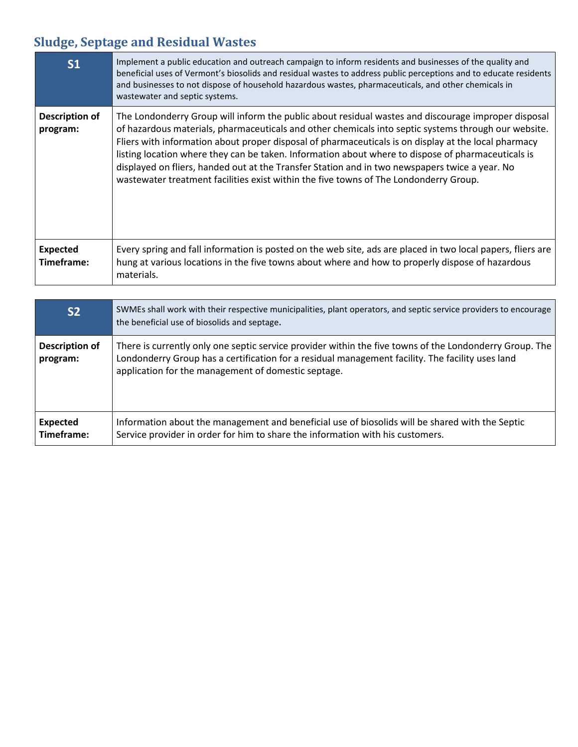## Sludge, Septage and Residual Wastes

| **S1** | Implement a public education and outreach campaign to inform residents and businesses of the quality and beneficial uses of Vermont's biosolids and residual wastes to address public perceptions and to educate residents and businesses to not dispose of household hazardous wastes, pharmaceuticals, and other chemicals in wastewater and septic systems. |
|---|---|
| **Description of program:** | The Londonderry Group will inform the public about residual wastes and discourage improper disposal of hazardous materials, pharmaceuticals and other chemicals into septic systems through our website. Fliers with information about proper disposal of pharmaceuticals is on display at the local pharmacy listing location where they can be taken. Information about where to dispose of pharmaceuticals is displayed on fliers, handed out at the Transfer Station and in two newspapers twice a year. No wastewater treatment facilities exist within the five towns of The Londonderry Group. |
| **Expected Timeframe:** | Every spring and fall information is posted on the web site, ads are placed in two local papers, fliers are hung at various locations in the five towns about where and how to properly dispose of hazardous materials. |

| **S2** | SWMEs shall work with their respective municipalities, plant operators, and septic service providers to encourage the beneficial use of biosolids and septage. |
|---|---|
| **Description of program:** | There is currently only one septic service provider within the five towns of the Londonderry Group. The Londonderry Group has a certification for a residual management facility. The facility uses land application for the management of domestic septage. |
| **Expected Timeframe:** | Information about the management and beneficial use of biosolids will be shared with the Septic Service provider in order for him to share the information with his customers. |